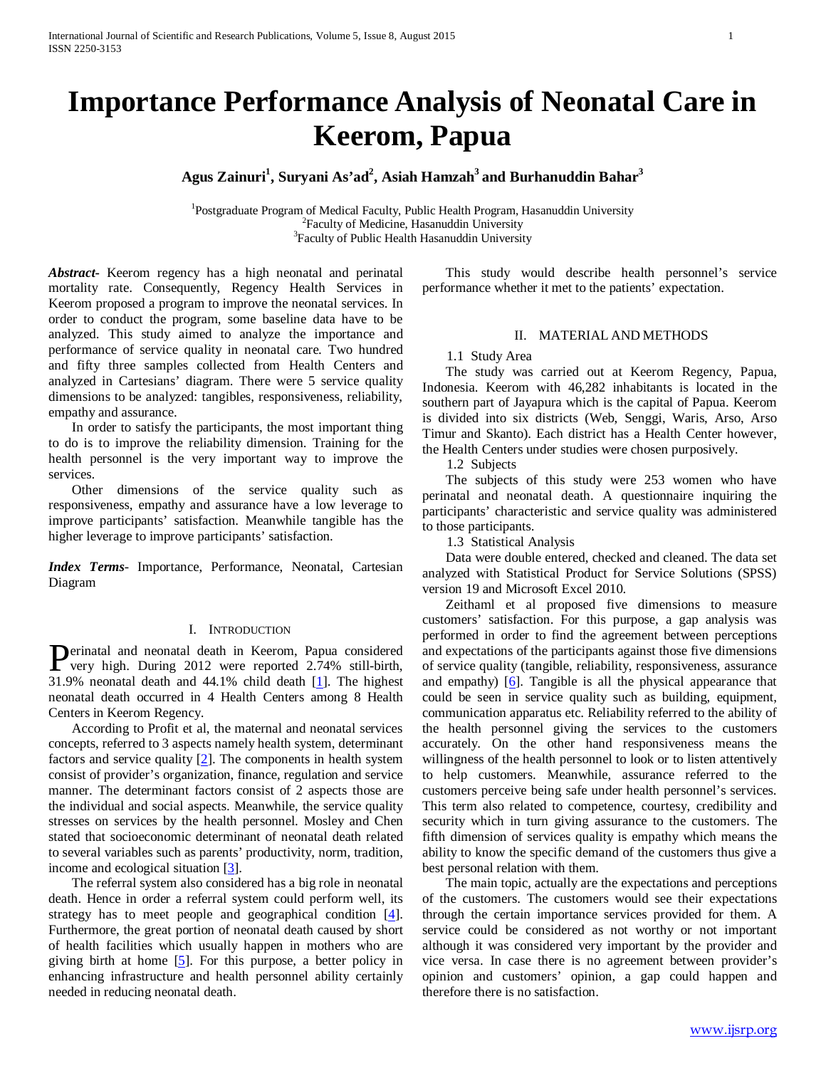# Importance Performance Analysis of Neonatal Care in Keerom, Papua

**Agus Zainuri[1], Suryani As'ad[2], Asiah Hamzah[3] and Burhanuddin Bahar[3]**

[1]Postgraduate Program of Medical Faculty, Public Health Program, Hasanuddin University
[2]Faculty of Medicine, Hasanuddin University
[3]Faculty of Public Health Hasanuddin University

***Abstract***- Keerom regency has a high neonatal and perinatal mortality rate. Consequently, Regency Health Services in Keerom proposed a program to improve the neonatal services. In order to conduct the program, some baseline data have to be analyzed. This study aimed to analyze the importance and performance of service quality in neonatal care. Two hundred and fifty three samples collected from Health Centers and analyzed in Cartesians' diagram. There were 5 service quality dimensions to be analyzed: tangibles, responsiveness, reliability, empathy and assurance.

In order to satisfy the participants, the most important thing to do is to improve the reliability dimension. Training for the health personnel is the very important way to improve the services.

Other dimensions of the service quality such as responsiveness, empathy and assurance have a low leverage to improve participants' satisfaction. Meanwhile tangible has the higher leverage to improve participants' satisfaction.

***Index Terms***- Importance, Performance, Neonatal, Cartesian Diagram

## I. Introduction

Perinatal and neonatal death in Keerom, Papua considered very high. During 2012 were reported 2.74% still-birth, 31.9% neonatal death and 44.1% child death [1]. The highest neonatal death occurred in 4 Health Centers among 8 Health Centers in Keerom Regency.

According to Profit et al, the maternal and neonatal services concepts, referred to 3 aspects namely health system, determinant factors and service quality [2]. The components in health system consist of provider's organization, finance, regulation and service manner. The determinant factors consist of 2 aspects those are the individual and social aspects. Meanwhile, the service quality stresses on services by the health personnel. Mosley and Chen stated that socioeconomic determinant of neonatal death related to several variables such as parents' productivity, norm, tradition, income and ecological situation [3].

The referral system also considered has a big role in neonatal death. Hence in order a referral system could perform well, its strategy has to meet people and geographical condition [4]. Furthermore, the great portion of neonatal death caused by short of health facilities which usually happen in mothers who are giving birth at home [5]. For this purpose, a better policy in enhancing infrastructure and health personnel ability certainly needed in reducing neonatal death.

This study would describe health personnel's service performance whether it met to the patients' expectation.

## II. Material and Methods

### 1.1 Study Area

The study was carried out at Keerom Regency, Papua, Indonesia. Keerom with 46,282 inhabitants is located in the southern part of Jayapura which is the capital of Papua. Keerom is divided into six districts (Web, Senggi, Waris, Arso, Arso Timur and Skanto). Each district has a Health Center however, the Health Centers under studies were chosen purposively.

### 1.2 Subjects

The subjects of this study were 253 women who have perinatal and neonatal death. A questionnaire inquiring the participants' characteristic and service quality was administered to those participants.

### 1.3 Statistical Analysis

Data were double entered, checked and cleaned. The data set analyzed with Statistical Product for Service Solutions (SPSS) version 19 and Microsoft Excel 2010.

Zeithaml et al proposed five dimensions to measure customers' satisfaction. For this purpose, a gap analysis was performed in order to find the agreement between perceptions and expectations of the participants against those five dimensions of service quality (tangible, reliability, responsiveness, assurance and empathy) [6]. Tangible is all the physical appearance that could be seen in service quality such as building, equipment, communication apparatus etc. Reliability referred to the ability of the health personnel giving the services to the customers accurately. On the other hand responsiveness means the willingness of the health personnel to look or to listen attentively to help customers. Meanwhile, assurance referred to the customers perceive being safe under health personnel's services. This term also related to competence, courtesy, credibility and security which in turn giving assurance to the customers. The fifth dimension of services quality is empathy which means the ability to know the specific demand of the customers thus give a best personal relation with them.

The main topic, actually are the expectations and perceptions of the customers. The customers would see their expectations through the certain importance services provided for them. A service could be considered as not worthy or not important although it was considered very important by the provider and vice versa. In case there is no agreement between provider's opinion and customers' opinion, a gap could happen and therefore there is no satisfaction.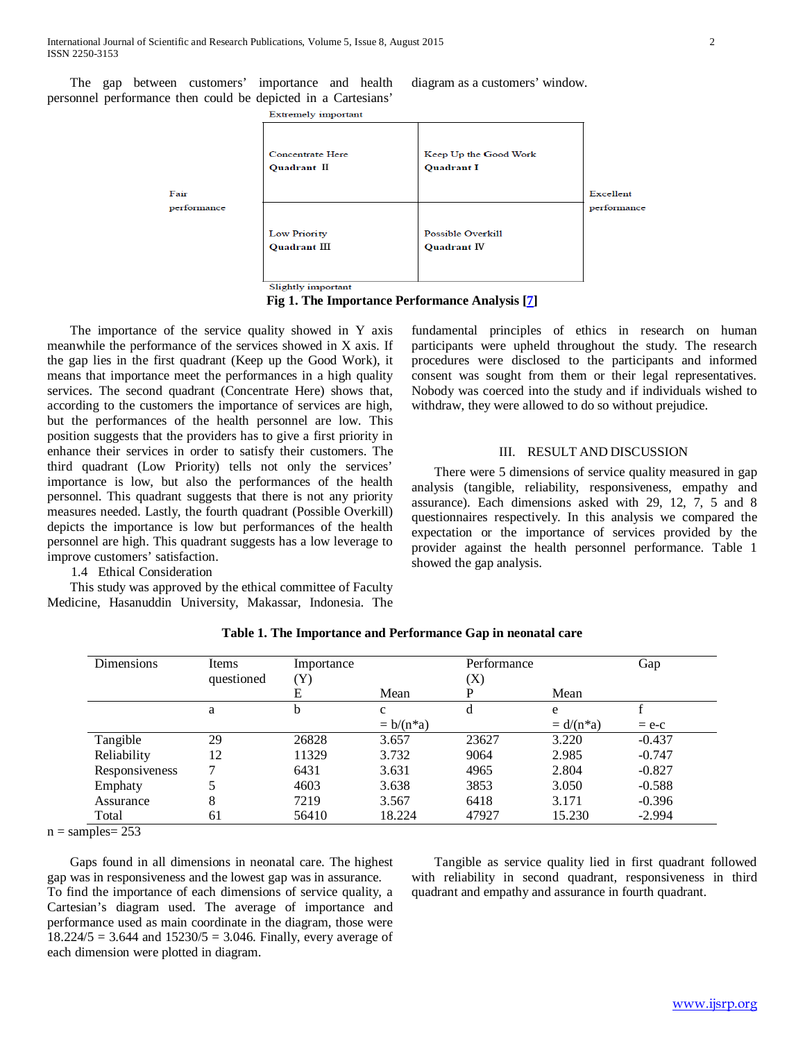The gap between customers' importance and health personnel performance then could be depicted in a Cartesians' diagram as a customers' window.

| | Extremely important | |
|---|---|---|
| Fair performance | Concentrate Here **Quadrant II** | Keep Up the Good Work **Quadrant I** |
| | Low Priority **Quadrant III** | Possible Overkill **Quadrant IV** |
| | Slightly important | Excellent performance |

**Fig 1. The Importance Performance Analysis [7]**

The importance of the service quality showed in Y axis meanwhile the performance of the services showed in X axis. If the gap lies in the first quadrant (Keep up the Good Work), it means that importance meet the performances in a high quality services. The second quadrant (Concentrate Here) shows that, according to the customers the importance of services are high, but the performances of the health personnel are low. This position suggests that the providers has to give a first priority in enhance their services in order to satisfy their customers. The third quadrant (Low Priority) tells not only the services' importance is low, but also the performances of the health personnel. This quadrant suggests that there is not any priority measures needed. Lastly, the fourth quadrant (Possible Overkill) depicts the importance is low but performances of the health personnel are high. This quadrant suggests has a low leverage to improve customers' satisfaction.

1.4 Ethical Consideration

This study was approved by the ethical committee of Faculty Medicine, Hasanuddin University, Makassar, Indonesia. The fundamental principles of ethics in research on human participants were upheld throughout the study. The research procedures were disclosed to the participants and informed consent was sought from them or their legal representatives. Nobody was coerced into the study and if individuals wished to withdraw, they were allowed to do so without prejudice.

## III. RESULT AND DISCUSSION

There were 5 dimensions of service quality measured in gap analysis (tangible, reliability, responsiveness, empathy and assurance). Each dimensions asked with 29, 12, 7, 5 and 8 questionnaires respectively. In this analysis we compared the expectation or the importance of services provided by the provider against the health personnel performance. Table 1 showed the gap analysis.

**Table 1. The Importance and Performance Gap in neonatal care**

| Dimensions | Items questioned | Importance (Y) | | Performance (X) | | Gap |
|---|---|---|---|---|---|---|
| | | E | Mean | P | Mean | |
| | a | b | c = b/(n*a) | d | e = d/(n*a) | f = e-c |
| Tangible | 29 | 26828 | 3.657 | 23627 | 3.220 | -0.437 |
| Reliability | 12 | 11329 | 3.732 | 9064 | 2.985 | -0.747 |
| Responsiveness | 7 | 6431 | 3.631 | 4965 | 2.804 | -0.827 |
| Emphaty | 5 | 4603 | 3.638 | 3853 | 3.050 | -0.588 |
| Assurance | 8 | 7219 | 3.567 | 6418 | 3.171 | -0.396 |
| Total | 61 | 56410 | 18.224 | 47927 | 15.230 | -2.994 |

n = samples= 253

Gaps found in all dimensions in neonatal care. The highest gap was in responsiveness and the lowest gap was in assurance. To find the importance of each dimensions of service quality, a Cartesian's diagram used. The average of importance and performance used as main coordinate in the diagram, those were 18.224/5 = 3.644 and 15230/5 = 3.046. Finally, every average of each dimension were plotted in diagram.

Tangible as service quality lied in first quadrant followed with reliability in second quadrant, responsiveness in third quadrant and empathy and assurance in fourth quadrant.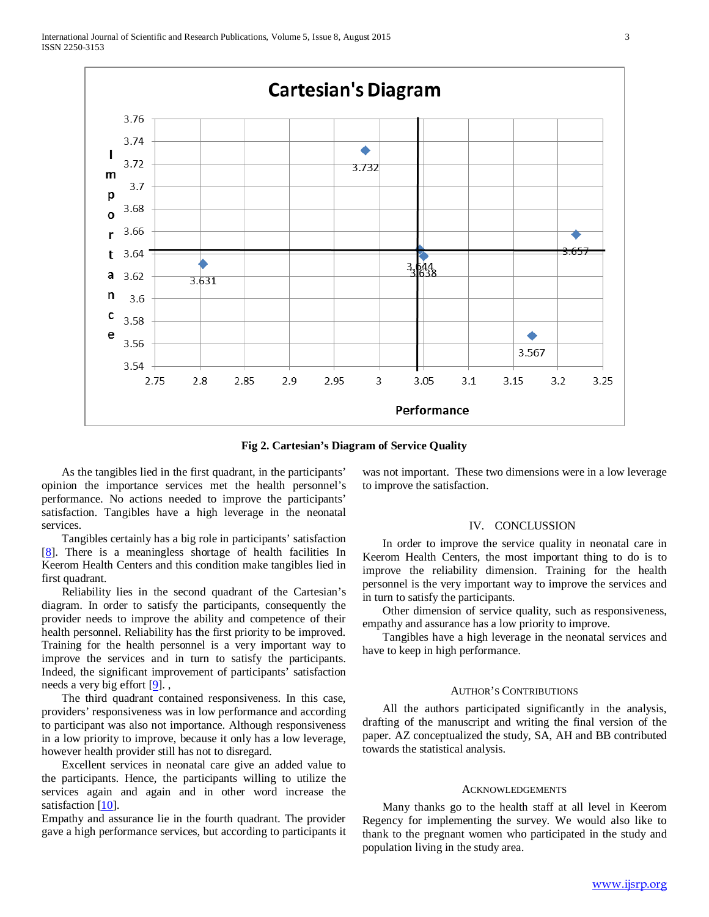Fig 2. Cartesian's Diagram of Service Quality

As the tangibles lied in the first quadrant, in the participants' opinion the importance services met the health personnel's performance. No actions needed to improve the participants' satisfaction. Tangibles have a high leverage in the neonatal services.

Tangibles certainly has a big role in participants' satisfaction [8]. There is a meaningless shortage of health facilities In Keerom Health Centers and this condition make tangibles lied in first quadrant.

Reliability lies in the second quadrant of the Cartesian's diagram. In order to satisfy the participants, consequently the provider needs to improve the ability and competence of their health personnel. Reliability has the first priority to be improved. Training for the health personnel is a very important way to improve the services and in turn to satisfy the participants. Indeed, the significant improvement of participants' satisfaction needs a very big effort [9]. ,

The third quadrant contained responsiveness. In this case, providers' responsiveness was in low performance and according to participant was also not importance. Although responsiveness in a low priority to improve, because it only has a low leverage, however health provider still has not to disregard.

Excellent services in neonatal care give an added value to the participants. Hence, the participants willing to utilize the services again and again and in other word increase the satisfaction [10].

Empathy and assurance lie in the fourth quadrant. The provider gave a high performance services, but according to participants it was not important. These two dimensions were in a low leverage to improve the satisfaction.

## IV. CONCLUSSION

In order to improve the service quality in neonatal care in Keerom Health Centers, the most important thing to do is to improve the reliability dimension. Training for the health personnel is the very important way to improve the services and in turn to satisfy the participants.

Other dimension of service quality, such as responsiveness, empathy and assurance has a low priority to improve.

Tangibles have a high leverage in the neonatal services and have to keep in high performance.

### AUTHOR'S CONTRIBUTIONS

All the authors participated significantly in the analysis, drafting of the manuscript and writing the final version of the paper. AZ conceptualized the study, SA, AH and BB contributed towards the statistical analysis.

### ACKNOWLEDGEMENTS

Many thanks go to the health staff at all level in Keerom Regency for implementing the survey. We would also like to thank to the pregnant women who participated in the study and population living in the study area.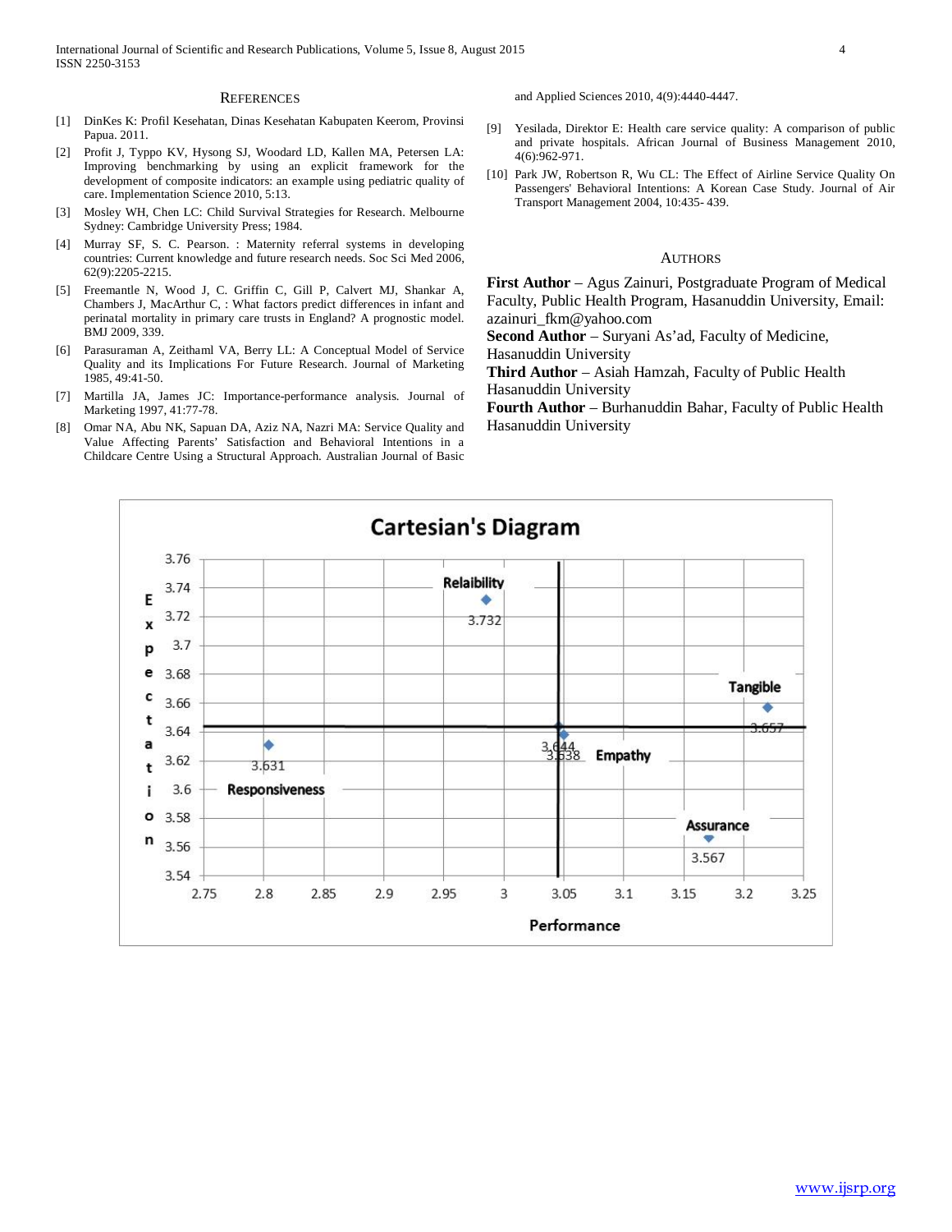## REFERENCES

[1] DinKes K: Profil Kesehatan, Dinas Kesehatan Kabupaten Keerom, Provinsi Papua. 2011.

[2] Profit J, Typpo KV, Hysong SJ, Woodard LD, Kallen MA, Petersen LA: Improving benchmarking by using an explicit framework for the development of composite indicators: an example using pediatric quality of care. Implementation Science 2010, 5:13.

[3] Mosley WH, Chen LC: Child Survival Strategies for Research. Melbourne Sydney: Cambridge University Press; 1984.

[4] Murray SF, S. C. Pearson. : Maternity referral systems in developing countries: Current knowledge and future research needs. Soc Sci Med 2006, 62(9):2205-2215.

[5] Freemantle N, Wood J, C. Griffin C, Gill P, Calvert MJ, Shankar A, Chambers J, MacArthur C, : What factors predict differences in infant and perinatal mortality in primary care trusts in England? A prognostic model. BMJ 2009, 339.

[6] Parasuraman A, Zeithaml VA, Berry LL: A Conceptual Model of Service Quality and its Implications For Future Research. Journal of Marketing 1985, 49:41-50.

[7] Martilla JA, James JC: Importance-performance analysis. Journal of Marketing 1997, 41:77-78.

[8] Omar NA, Abu NK, Sapuan DA, Aziz NA, Nazri MA: Service Quality and Value Affecting Parents' Satisfaction and Behavioral Intentions in a Childcare Centre Using a Structural Approach. Australian Journal of Basic and Applied Sciences 2010, 4(9):4440-4447.

[9] Yesilada, Direktor E: Health care service quality: A comparison of public and private hospitals. African Journal of Business Management 2010, 4(6):962-971.

[10] Park JW, Robertson R, Wu CL: The Effect of Airline Service Quality On Passengers' Behavioral Intentions: A Korean Case Study. Journal of Air Transport Management 2004, 10:435- 439.

## AUTHORS

**First Author** – Agus Zainuri, Postgraduate Program of Medical Faculty, Public Health Program, Hasanuddin University, Email: azainuri_fkm@yahoo.com

**Second Author** – Suryani As'ad, Faculty of Medicine, Hasanuddin University

**Third Author** – Asiah Hamzah, Faculty of Public Health Hasanuddin University

**Fourth Author** – Burhanuddin Bahar, Faculty of Public Health Hasanuddin University

Cartesian's Diagram

Expectation

Performance

Relaibility 3.732

Tangible 3.657

3.644

3.638 Empathy

3.631 Responsiveness

Assurance 3.567

3.76, 3.74, 3.72, 3.7, 3.68, 3.66, 3.64, 3.62, 3.6, 3.58, 3.56, 3.54

2.75, 2.8, 2.85, 2.9, 2.95, 3, 3.05, 3.1, 3.15, 3.2, 3.25